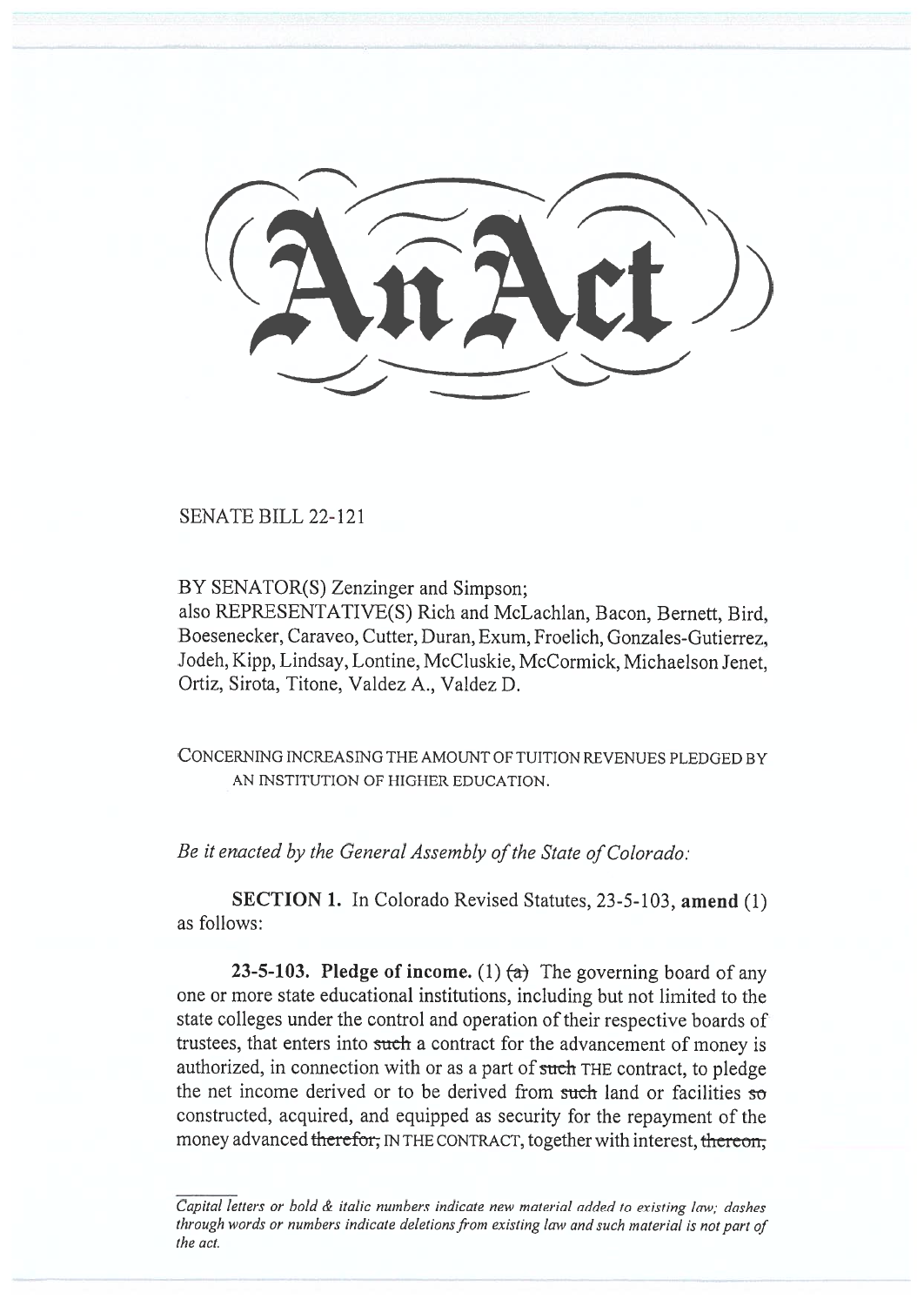# An Act

SENATE BILL 22-121

BY SENATOR(S) Zenzinger and Simpson;
also REPRESENTATIVE(S) Rich and McLachlan, Bacon, Bernett, Bird, Boesenecker, Caraveo, Cutter, Duran, Exum, Froelich, Gonzales-Gutierrez, Jodeh, Kipp, Lindsay, Lontine, McCluskie, McCormick, Michaelson Jenet, Ortiz, Sirota, Titone, Valdez A., Valdez D.

CONCERNING INCREASING THE AMOUNT OF TUITION REVENUES PLEDGED BY AN INSTITUTION OF HIGHER EDUCATION.

*Be it enacted by the General Assembly of the State of Colorado:*

**SECTION 1.** In Colorado Revised Statutes, 23-5-103, **amend** (1) as follows:

**23-5-103. Pledge of income.** (1) ~~(a)~~ The governing board of any one or more state educational institutions, including but not limited to the state colleges under the control and operation of their respective boards of trustees, that enters into ~~such~~ a contract for the advancement of money is authorized, in connection with or as a part of ~~such~~ THE contract, to pledge the net income derived or to be derived from ~~such~~ land or facilities ~~so~~ constructed, acquired, and equipped as security for the repayment of the money advanced ~~therefor,~~ IN THE CONTRACT, together with interest, ~~thereon,~~

*Capital letters or bold & italic numbers indicate new material added to existing law; dashes through words or numbers indicate deletions from existing law and such material is not part of the act.*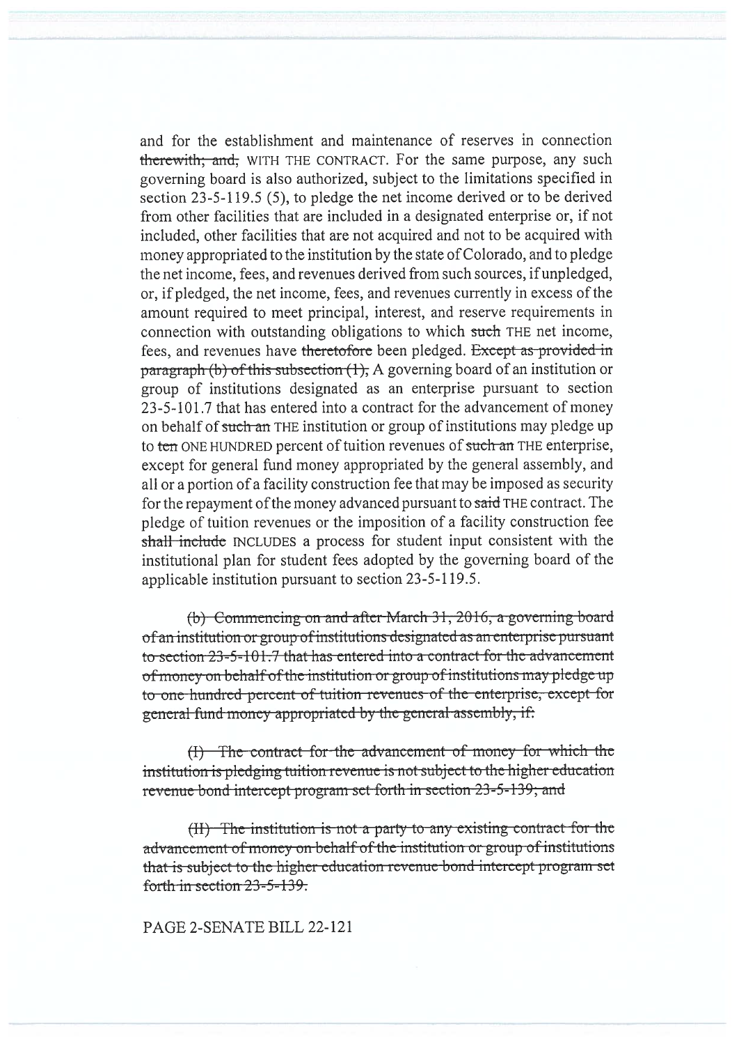and for the establishment and maintenance of reserves in connection ~~therewith; and,~~ WITH THE CONTRACT. For the same purpose, any such governing board is also authorized, subject to the limitations specified in section 23-5-119.5 (5), to pledge the net income derived or to be derived from other facilities that are included in a designated enterprise or, if not included, other facilities that are not acquired and not to be acquired with money appropriated to the institution by the state of Colorado, and to pledge the net income, fees, and revenues derived from such sources, if unpledged, or, if pledged, the net income, fees, and revenues currently in excess of the amount required to meet principal, interest, and reserve requirements in connection with outstanding obligations to which ~~such~~ THE net income, fees, and revenues have ~~theretofore~~ been pledged. ~~Except as provided in paragraph (b) of this subsection (1),~~ A governing board of an institution or group of institutions designated as an enterprise pursuant to section 23-5-101.7 that has entered into a contract for the advancement of money on behalf of ~~such an~~ THE institution or group of institutions may pledge up to ~~ten~~ ONE HUNDRED percent of tuition revenues of ~~such an~~ THE enterprise, except for general fund money appropriated by the general assembly, and all or a portion of a facility construction fee that may be imposed as security for the repayment of the money advanced pursuant to ~~said~~ THE contract. The pledge of tuition revenues or the imposition of a facility construction fee ~~shall include~~ INCLUDES a process for student input consistent with the institutional plan for student fees adopted by the governing board of the applicable institution pursuant to section 23-5-119.5.

~~(b) Commencing on and after March 31, 2016, a governing board of an institution or group of institutions designated as an enterprise pursuant to section 23-5-101.7 that has entered into a contract for the advancement of money on behalf of the institution or group of institutions may pledge up to one hundred percent of tuition revenues of the enterprise, except for general fund money appropriated by the general assembly, if:~~

~~(I) The contract for the advancement of money for which the institution is pledging tuition revenue is not subject to the higher education revenue bond intercept program set forth in section 23-5-139; and~~

~~(II) The institution is not a party to any existing contract for the advancement of money on behalf of the institution or group of institutions that is subject to the higher education revenue bond intercept program set forth in section 23-5-139.~~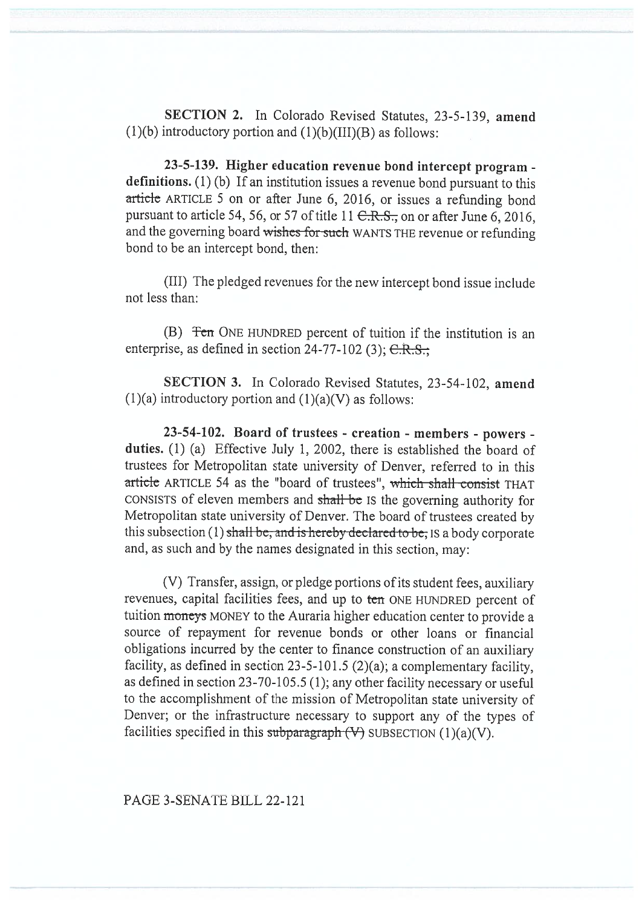**SECTION 2.** In Colorado Revised Statutes, 23-5-139, **amend** (1)(b) introductory portion and (1)(b)(III)(B) as follows:

**23-5-139. Higher education revenue bond intercept program - definitions.** (1) (b) If an institution issues a revenue bond pursuant to this ~~article~~ ARTICLE 5 on or after June 6, 2016, or issues a refunding bond pursuant to article 54, 56, or 57 of title 11 ~~C.R.S.,~~ on or after June 6, 2016, and the governing board ~~wishes for such~~ WANTS THE revenue or refunding bond to be an intercept bond, then:

(III) The pledged revenues for the new intercept bond issue include not less than:

(B) ~~Ten~~ ONE HUNDRED percent of tuition if the institution is an enterprise, as defined in section 24-77-102 (3); ~~C.R.S.;~~

**SECTION 3.** In Colorado Revised Statutes, 23-54-102, **amend** (1)(a) introductory portion and (1)(a)(V) as follows:

**23-54-102. Board of trustees - creation - members - powers - duties.** (1) (a) Effective July 1, 2002, there is established the board of trustees for Metropolitan state university of Denver, referred to in this ~~article~~ ARTICLE 54 as the "board of trustees", ~~which shall consist~~ THAT CONSISTS of eleven members and ~~shall be~~ IS the governing authority for Metropolitan state university of Denver. The board of trustees created by this subsection (1) ~~shall be, and is hereby declared to be,~~ IS a body corporate and, as such and by the names designated in this section, may:

(V) Transfer, assign, or pledge portions of its student fees, auxiliary revenues, capital facilities fees, and up to ~~ten~~ ONE HUNDRED percent of tuition ~~moneys~~ MONEY to the Auraria higher education center to provide a source of repayment for revenue bonds or other loans or financial obligations incurred by the center to finance construction of an auxiliary facility, as defined in section 23-5-101.5 (2)(a); a complementary facility, as defined in section 23-70-105.5 (1); any other facility necessary or useful to the accomplishment of the mission of Metropolitan state university of Denver; or the infrastructure necessary to support any of the types of facilities specified in this ~~subparagraph (V)~~ SUBSECTION (1)(a)(V).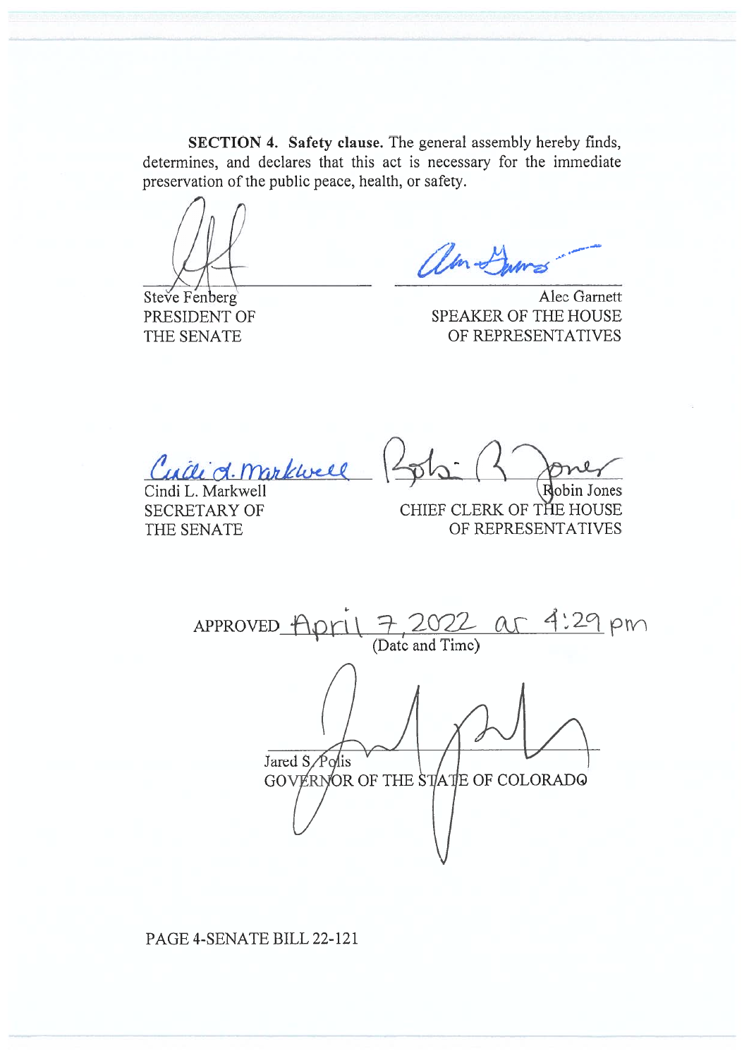**SECTION 4. Safety clause.** The general assembly hereby finds, determines, and declares that this act is necessary for the immediate preservation of the public peace, health, or safety.

Steve Fenberg
PRESIDENT OF
THE SENATE

Alec Garnett
SPEAKER OF THE HOUSE
OF REPRESENTATIVES

Cindi L. Markwell
SECRETARY OF
THE SENATE

Robin Jones
CHIEF CLERK OF THE HOUSE
OF REPRESENTATIVES

APPROVED April 7, 2022 at 4:29 pm
(Date and Time)

Jared S. Polis
GOVERNOR OF THE STATE OF COLORADO

PAGE 4-SENATE BILL 22-121